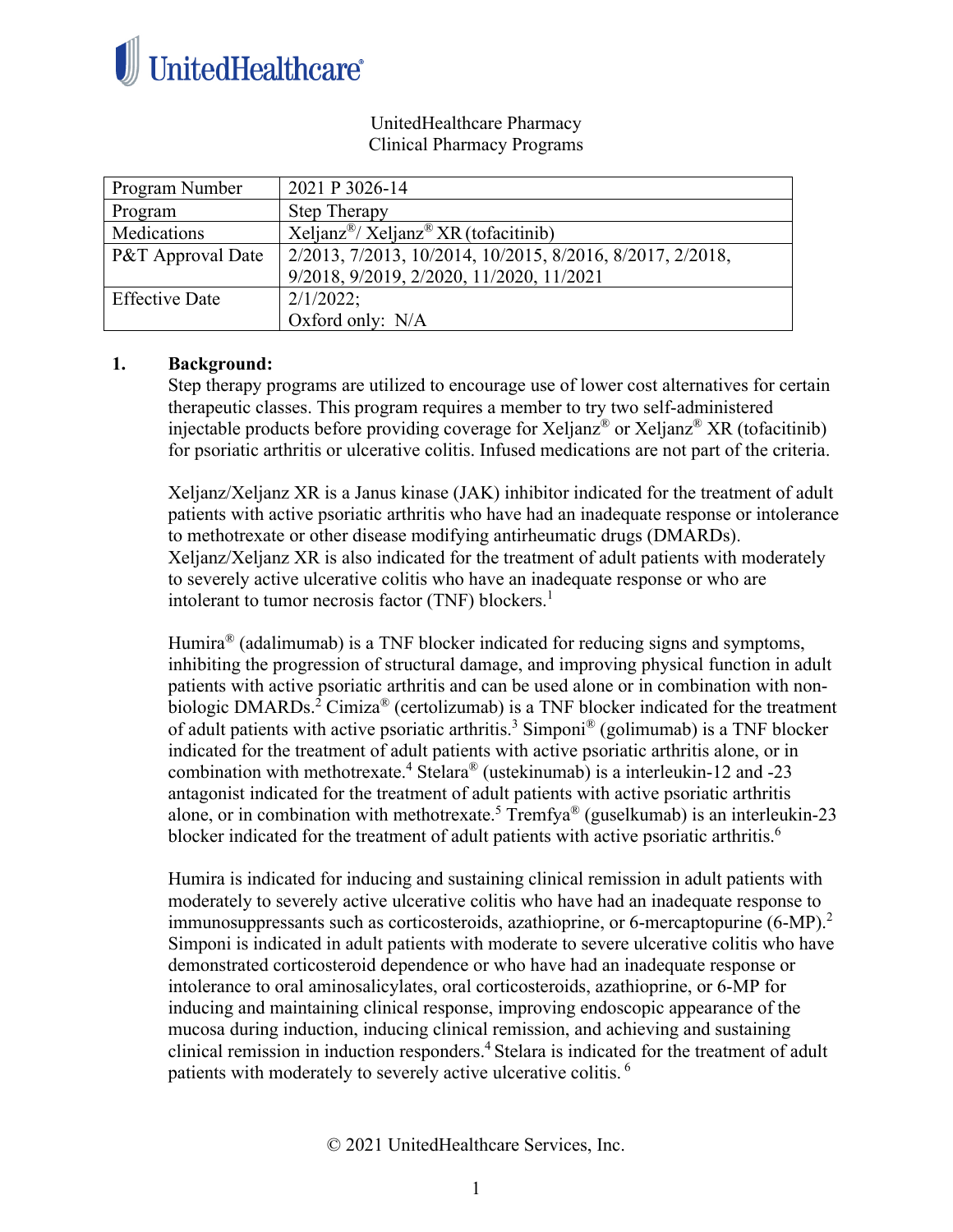UnitedHealthcare Pharmacy
Clinical Pharmacy Programs

| Program Number | 2021 P 3026-14 |
| --- | --- |
| Program | Step Therapy |
| Medications | Xeljanz®/ Xeljanz® XR (tofacitinib) |
| P&T Approval Date | 2/2013, 7/2013, 10/2014, 10/2015, 8/2016, 8/2017, 2/2018, 9/2018, 9/2019, 2/2020, 11/2020, 11/2021 |
| Effective Date | 2/1/2022; Oxford only: N/A |

**1. Background:**

Step therapy programs are utilized to encourage use of lower cost alternatives for certain therapeutic classes. This program requires a member to try two self-administered injectable products before providing coverage for Xeljanz® or Xeljanz® XR (tofacitinib) for psoriatic arthritis or ulcerative colitis. Infused medications are not part of the criteria.

Xeljanz/Xeljanz XR is a Janus kinase (JAK) inhibitor indicated for the treatment of adult patients with active psoriatic arthritis who have had an inadequate response or intolerance to methotrexate or other disease modifying antirheumatic drugs (DMARDs). Xeljanz/Xeljanz XR is also indicated for the treatment of adult patients with moderately to severely active ulcerative colitis who have an inadequate response or who are intolerant to tumor necrosis factor (TNF) blockers.[1]

Humira® (adalimumab) is a TNF blocker indicated for reducing signs and symptoms, inhibiting the progression of structural damage, and improving physical function in adult patients with active psoriatic arthritis and can be used alone or in combination with non-biologic DMARDs.[2] Cimiza® (certolizumab) is a TNF blocker indicated for the treatment of adult patients with active psoriatic arthritis.[3] Simponi® (golimumab) is a TNF blocker indicated for the treatment of adult patients with active psoriatic arthritis alone, or in combination with methotrexate.[4] Stelara® (ustekinumab) is a interleukin-12 and -23 antagonist indicated for the treatment of adult patients with active psoriatic arthritis alone, or in combination with methotrexate.[5] Tremfya® (guselkumab) is an interleukin-23 blocker indicated for the treatment of adult patients with active psoriatic arthritis.[6]

Humira is indicated for inducing and sustaining clinical remission in adult patients with moderately to severely active ulcerative colitis who have had an inadequate response to immunosuppressants such as corticosteroids, azathioprine, or 6-mercaptopurine (6-MP).[2] Simponi is indicated in adult patients with moderate to severe ulcerative colitis who have demonstrated corticosteroid dependence or who have had an inadequate response or intolerance to oral aminosalicylates, oral corticosteroids, azathioprine, or 6-MP for inducing and maintaining clinical response, improving endoscopic appearance of the mucosa during induction, inducing clinical remission, and achieving and sustaining clinical remission in induction responders.[4] Stelara is indicated for the treatment of adult patients with moderately to severely active ulcerative colitis.[6]

© 2021 UnitedHealthcare Services, Inc.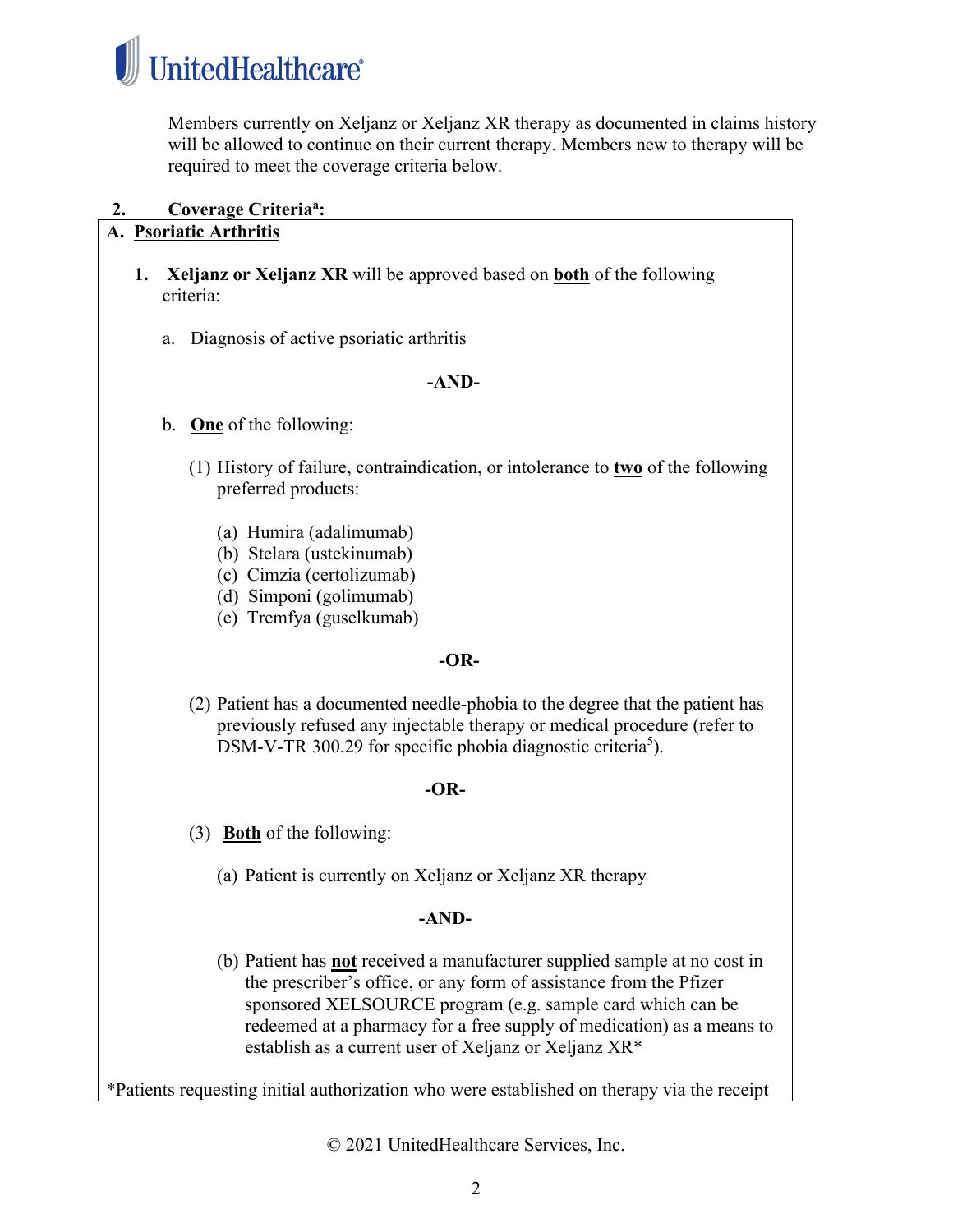Members currently on Xeljanz or Xeljanz XR therapy as documented in claims history will be allowed to continue on their current therapy. Members new to therapy will be required to meet the coverage criteria below.

**2. Coverage Criteria[a]:**

**A. Psoriatic Arthritis**

1. **Xeljanz or Xeljanz XR** will be approved based on **both** of the following criteria:

   a. Diagnosis of active psoriatic arthritis

   **-AND-**

   b. **One** of the following:

      (1) History of failure, contraindication, or intolerance to **two** of the following preferred products:

         (a) Humira (adalimumab)
         (b) Stelara (ustekinumab)
         (c) Cimzia (certolizumab)
         (d) Simponi (golimumab)
         (e) Tremfya (guselkumab)

      **-OR-**

      (2) Patient has a documented needle-phobia to the degree that the patient has previously refused any injectable therapy or medical procedure (refer to DSM-V-TR 300.29 for specific phobia diagnostic criteria[5]).

      **-OR-**

      (3) **Both** of the following:

         (a) Patient is currently on Xeljanz or Xeljanz XR therapy

         **-AND-**

         (b) Patient has **not** received a manufacturer supplied sample at no cost in the prescriber's office, or any form of assistance from the Pfizer sponsored XELSOURCE program (e.g. sample card which can be redeemed at a pharmacy for a free supply of medication) as a means to establish as a current user of Xeljanz or Xeljanz XR*

*Patients requesting initial authorization who were established on therapy via the receipt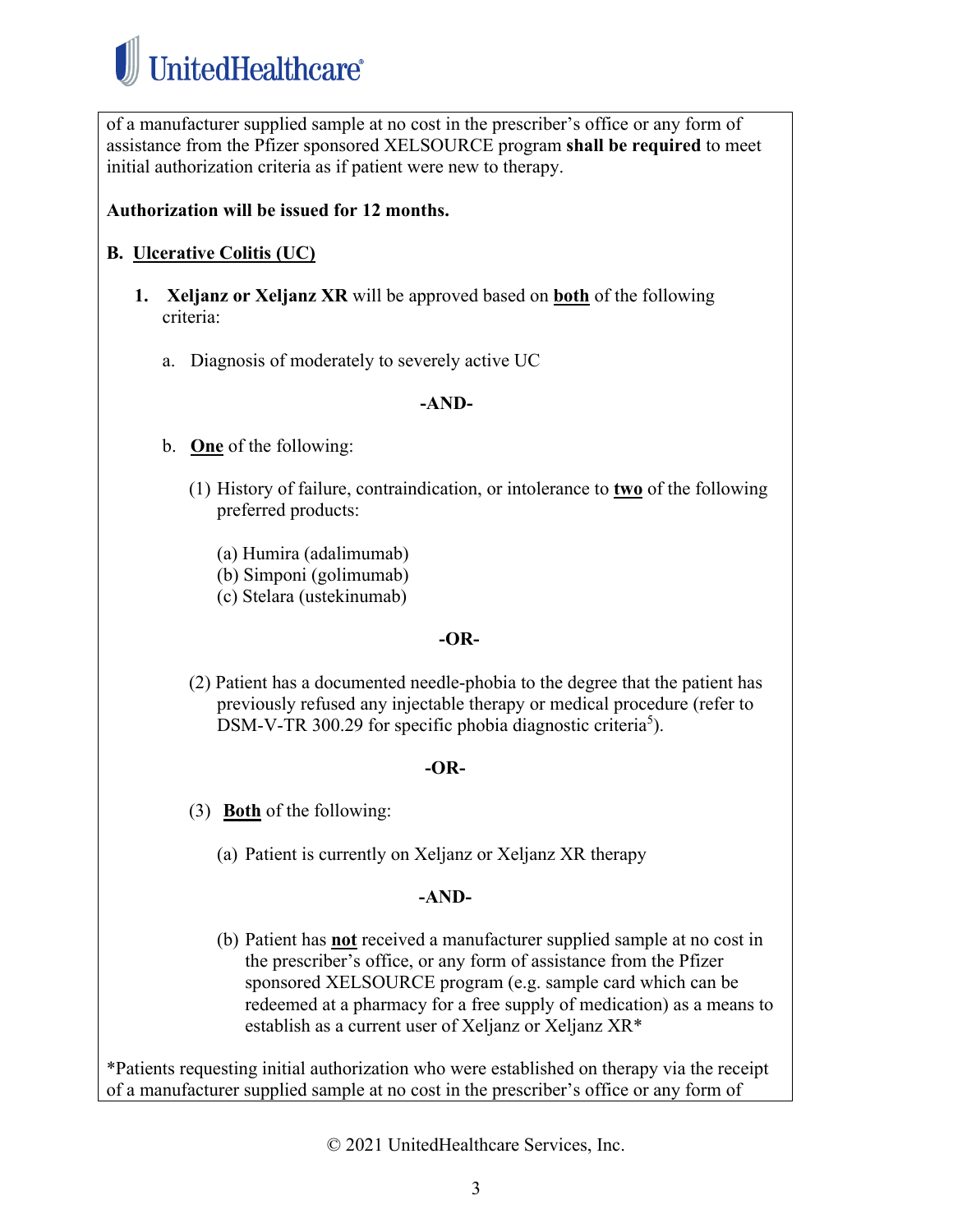of a manufacturer supplied sample at no cost in the prescriber's office or any form of assistance from the Pfizer sponsored XELSOURCE program **shall be required** to meet initial authorization criteria as if patient were new to therapy.

**Authorization will be issued for 12 months.**

**B. Ulcerative Colitis (UC)**

1. **Xeljanz or Xeljanz XR** will be approved based on **both** of the following criteria:

   a. Diagnosis of moderately to severely active UC

   **-AND-**

   b. **One** of the following:

      (1) History of failure, contraindication, or intolerance to **two** of the following preferred products:

         (a) Humira (adalimumab)
         (b) Simponi (golimumab)
         (c) Stelara (ustekinumab)

      **-OR-**

      (2) Patient has a documented needle-phobia to the degree that the patient has previously refused any injectable therapy or medical procedure (refer to DSM-V-TR 300.29 for specific phobia diagnostic criteria[5]).

      **-OR-**

      (3) **Both** of the following:

         (a) Patient is currently on Xeljanz or Xeljanz XR therapy

         **-AND-**

         (b) Patient has **not** received a manufacturer supplied sample at no cost in the prescriber's office, or any form of assistance from the Pfizer sponsored XELSOURCE program (e.g. sample card which can be redeemed at a pharmacy for a free supply of medication) as a means to establish as a current user of Xeljanz or Xeljanz XR*

*Patients requesting initial authorization who were established on therapy via the receipt of a manufacturer supplied sample at no cost in the prescriber's office or any form of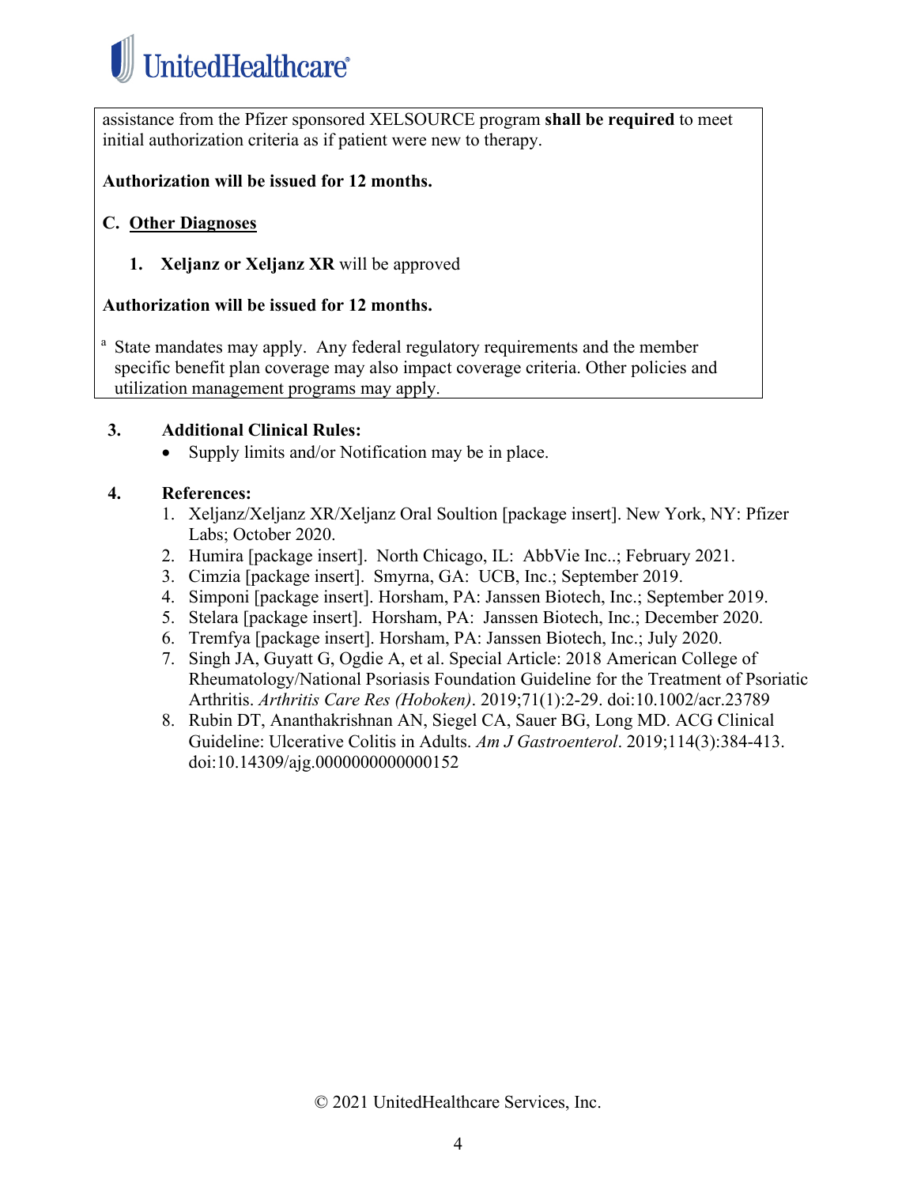assistance from the Pfizer sponsored XELSOURCE program **shall be required** to meet initial authorization criteria as if patient were new to therapy.

**Authorization will be issued for 12 months.**

**C. <u>Other Diagnoses</u>**

1. **Xeljanz or Xeljanz XR** will be approved

**Authorization will be issued for 12 months.**

[a] State mandates may apply. Any federal regulatory requirements and the member specific benefit plan coverage may also impact coverage criteria. Other policies and utilization management programs may apply.

**3. Additional Clinical Rules:**

- Supply limits and/or Notification may be in place.

**4. References:**

1. Xeljanz/Xeljanz XR/Xeljanz Oral Soultion [package insert]. New York, NY: Pfizer Labs; October 2020.
2. Humira [package insert]. North Chicago, IL: AbbVie Inc..; February 2021.
3. Cimzia [package insert]. Smyrna, GA: UCB, Inc.; September 2019.
4. Simponi [package insert]. Horsham, PA: Janssen Biotech, Inc.; September 2019.
5. Stelara [package insert]. Horsham, PA: Janssen Biotech, Inc.; December 2020.
6. Tremfya [package insert]. Horsham, PA: Janssen Biotech, Inc.; July 2020.
7. Singh JA, Guyatt G, Ogdie A, et al. Special Article: 2018 American College of Rheumatology/National Psoriasis Foundation Guideline for the Treatment of Psoriatic Arthritis. *Arthritis Care Res (Hoboken)*. 2019;71(1):2-29. doi:10.1002/acr.23789
8. Rubin DT, Ananthakrishnan AN, Siegel CA, Sauer BG, Long MD. ACG Clinical Guideline: Ulcerative Colitis in Adults. *Am J Gastroenterol*. 2019;114(3):384-413. doi:10.14309/ajg.0000000000000152

© 2021 UnitedHealthcare Services, Inc.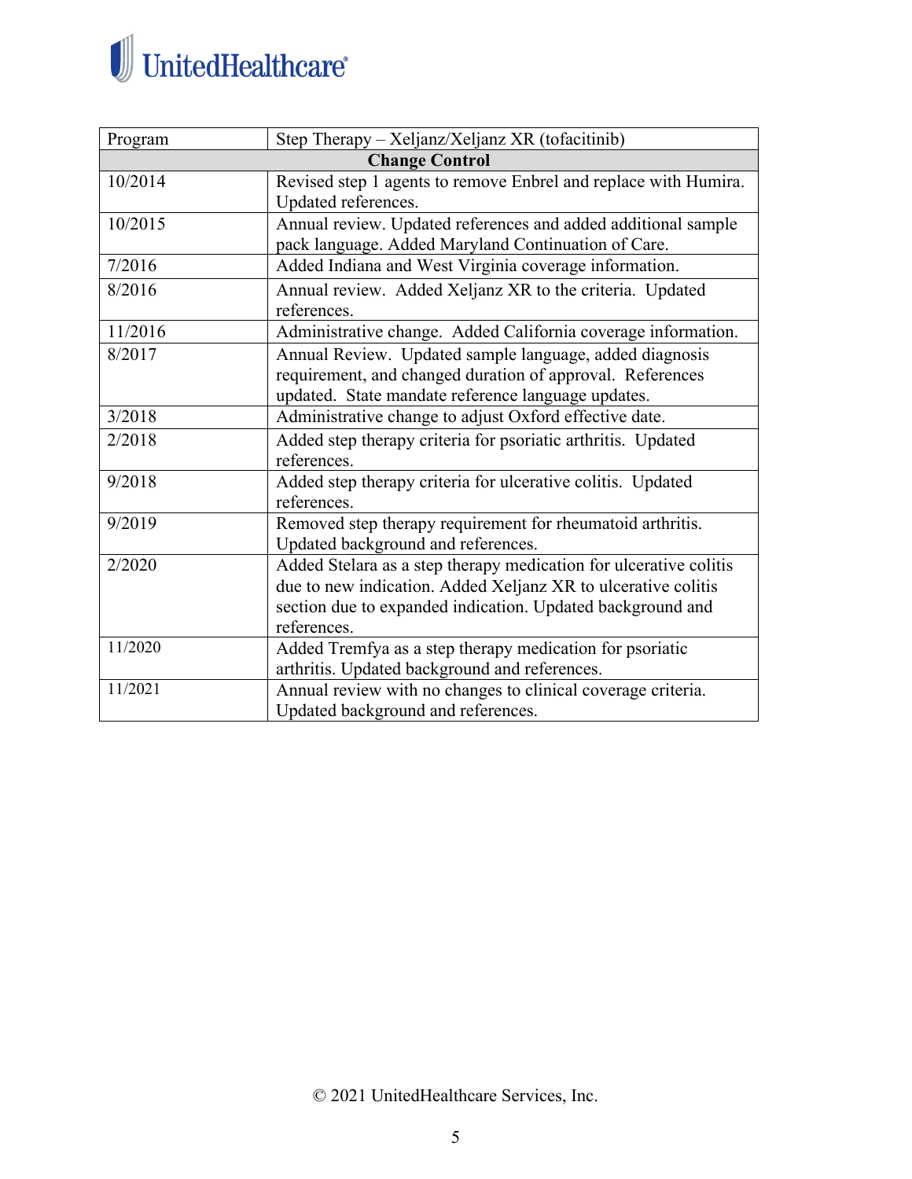| Program | Step Therapy – Xeljanz/Xeljanz XR (tofacitinib) |
|---|---|
| **Change Control** | |
| 10/2014 | Revised step 1 agents to remove Enbrel and replace with Humira. Updated references. |
| 10/2015 | Annual review. Updated references and added additional sample pack language. Added Maryland Continuation of Care. |
| 7/2016 | Added Indiana and West Virginia coverage information. |
| 8/2016 | Annual review. Added Xeljanz XR to the criteria. Updated references. |
| 11/2016 | Administrative change. Added California coverage information. |
| 8/2017 | Annual Review. Updated sample language, added diagnosis requirement, and changed duration of approval. References updated. State mandate reference language updates. |
| 3/2018 | Administrative change to adjust Oxford effective date. |
| 2/2018 | Added step therapy criteria for psoriatic arthritis. Updated references. |
| 9/2018 | Added step therapy criteria for ulcerative colitis. Updated references. |
| 9/2019 | Removed step therapy requirement for rheumatoid arthritis. Updated background and references. |
| 2/2020 | Added Stelara as a step therapy medication for ulcerative colitis due to new indication. Added Xeljanz XR to ulcerative colitis section due to expanded indication. Updated background and references. |
| 11/2020 | Added Tremfya as a step therapy medication for psoriatic arthritis. Updated background and references. |
| 11/2021 | Annual review with no changes to clinical coverage criteria. Updated background and references. |

© 2021 UnitedHealthcare Services, Inc.